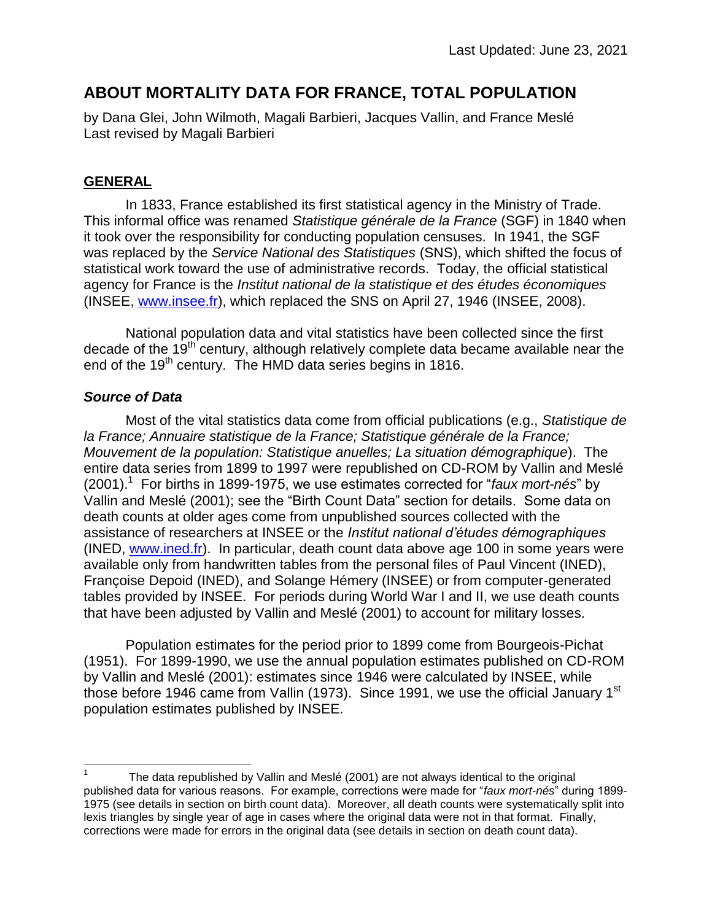Last Updated: June 23, 2021

# ABOUT MORTALITY DATA FOR FRANCE, TOTAL POPULATION

by Dana Glei, John Wilmoth, Magali Barbieri, Jacques Vallin, and France Meslé
Last revised by Magali Barbieri

## GENERAL

In 1833, France established its first statistical agency in the Ministry of Trade. This informal office was renamed *Statistique générale de la France* (SGF) in 1840 when it took over the responsibility for conducting population censuses. In 1941, the SGF was replaced by the *Service National des Statistiques* (SNS), which shifted the focus of statistical work toward the use of administrative records. Today, the official statistical agency for France is the *Institut national de la statistique et des études économiques* (INSEE, www.insee.fr), which replaced the SNS on April 27, 1946 (INSEE, 2008).

National population data and vital statistics have been collected since the first decade of the 19th century, although relatively complete data became available near the end of the 19th century. The HMD data series begins in 1816.

### *Source of Data*

Most of the vital statistics data come from official publications (e.g., *Statistique de la France; Annuaire statistique de la France; Statistique générale de la France; Mouvement de la population: Statistique anuelles; La situation démographique*). The entire data series from 1899 to 1997 were republished on CD-ROM by Vallin and Meslé (2001).[1] For births in 1899-1975, we use estimates corrected for "*faux mort-nés*" by Vallin and Meslé (2001); see the "Birth Count Data" section for details. Some data on death counts at older ages come from unpublished sources collected with the assistance of researchers at INSEE or the *Institut national d'études démographiques* (INED, www.ined.fr). In particular, death count data above age 100 in some years were available only from handwritten tables from the personal files of Paul Vincent (INED), Françoise Depoid (INED), and Solange Hémery (INSEE) or from computer-generated tables provided by INSEE. For periods during World War I and II, we use death counts that have been adjusted by Vallin and Meslé (2001) to account for military losses.

Population estimates for the period prior to 1899 come from Bourgeois-Pichat (1951). For 1899-1990, we use the annual population estimates published on CD-ROM by Vallin and Meslé (2001): estimates since 1946 were calculated by INSEE, while those before 1946 came from Vallin (1973). Since 1991, we use the official January 1st population estimates published by INSEE.

---

[1] The data republished by Vallin and Meslé (2001) are not always identical to the original published data for various reasons. For example, corrections were made for "*faux mort-nés*" during 1899-1975 (see details in section on birth count data). Moreover, all death counts were systematically split into lexis triangles by single year of age in cases where the original data were not in that format. Finally, corrections were made for errors in the original data (see details in section on death count data).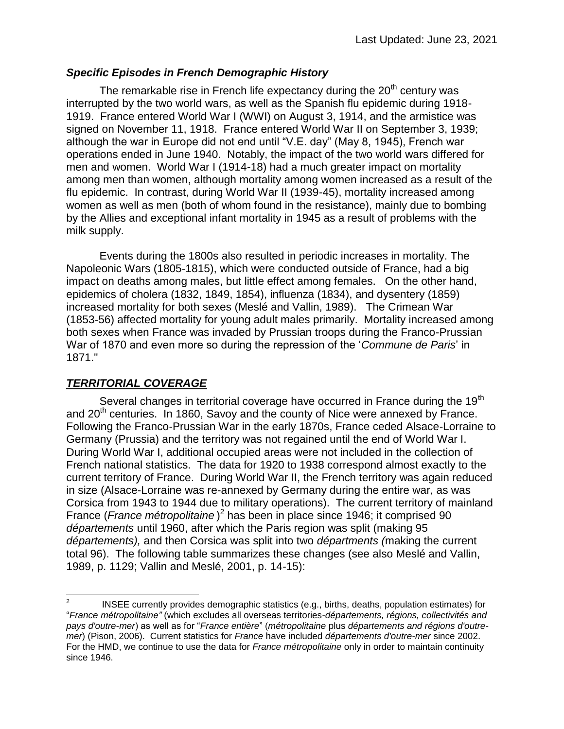### *Specific Episodes in French Demographic History*

The remarkable rise in French life expectancy during the 20th century was interrupted by the two world wars, as well as the Spanish flu epidemic during 1918-1919. France entered World War I (WWI) on August 3, 1914, and the armistice was signed on November 11, 1918. France entered World War II on September 3, 1939; although the war in Europe did not end until "V.E. day" (May 8, 1945), French war operations ended in June 1940. Notably, the impact of the two world wars differed for men and women. World War I (1914-18) had a much greater impact on mortality among men than women, although mortality among women increased as a result of the flu epidemic. In contrast, during World War II (1939-45), mortality increased among women as well as men (both of whom found in the resistance), mainly due to bombing by the Allies and exceptional infant mortality in 1945 as a result of problems with the milk supply.

Events during the 1800s also resulted in periodic increases in mortality. The Napoleonic Wars (1805-1815), which were conducted outside of France, had a big impact on deaths among males, but little effect among females. On the other hand, epidemics of cholera (1832, 1849, 1854), influenza (1834), and dysentery (1859) increased mortality for both sexes (Meslé and Vallin, 1989). The Crimean War (1853-56) affected mortality for young adult males primarily. Mortality increased among both sexes when France was invaded by Prussian troops during the Franco-Prussian War of 1870 and even more so during the repression of the '*Commune de Paris*' in 1871."

## ***TERRITORIAL COVERAGE***

Several changes in territorial coverage have occurred in France during the 19th and 20th centuries. In 1860, Savoy and the county of Nice were annexed by France. Following the Franco-Prussian War in the early 1870s, France ceded Alsace-Lorraine to Germany (Prussia) and the territory was not regained until the end of World War I. During World War I, additional occupied areas were not included in the collection of French national statistics. The data for 1920 to 1938 correspond almost exactly to the current territory of France. During World War II, the French territory was again reduced in size (Alsace-Lorraine was re-annexed by Germany during the entire war, as was Corsica from 1943 to 1944 due to military operations). The current territory of mainland France (*France métropolitaine* )[2] has been in place since 1946; it comprised 90 *départements* until 1960, after which the Paris region was split (making 95 *départements),* and then Corsica was split into two *départments (*making the current total 96). The following table summarizes these changes (see also Meslé and Vallin, 1989, p. 1129; Vallin and Meslé, 2001, p. 14-15):

[2] INSEE currently provides demographic statistics (e.g., births, deaths, population estimates) for "*France métropolitaine"* (which excludes all overseas territories-*départements, régions, collectivités and pays d'outre-mer*) as well as for "*France entière*" (*métropolitaine* plus *départements and régions d'outre-mer*) (Pison, 2006). Current statistics for *France* have included *départements d'outre-mer* since 2002. For the HMD, we continue to use the data for *France métropolitaine* only in order to maintain continuity since 1946.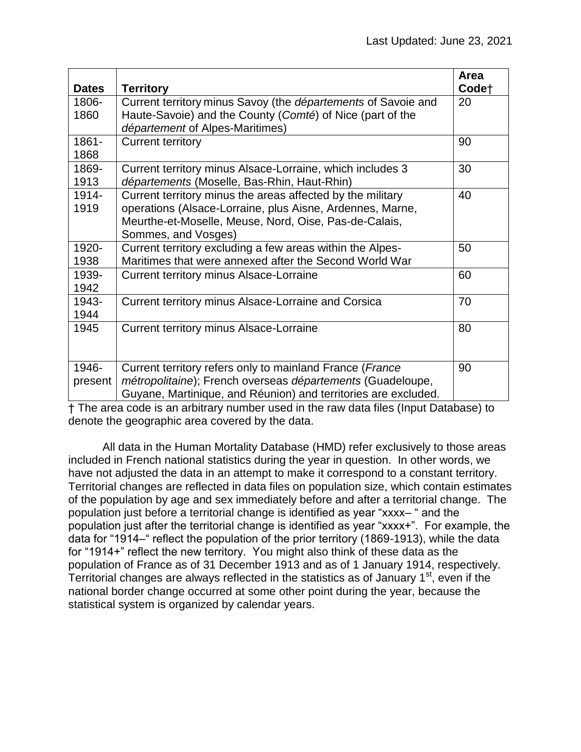Last Updated: June 23, 2021

| Dates | Territory | Area Code† |
|---|---|---|
| 1806-1860 | Current territory minus Savoy (the *départements* of Savoie and Haute-Savoie) and the County (*Comté*) of Nice (part of the *département* of Alpes-Maritimes) | 20 |
| 1861-1868 | Current territory | 90 |
| 1869-1913 | Current territory minus Alsace-Lorraine, which includes 3 *départements* (Moselle, Bas-Rhin, Haut-Rhin) | 30 |
| 1914-1919 | Current territory minus the areas affected by the military operations (Alsace-Lorraine, plus Aisne, Ardennes, Marne, Meurthe-et-Moselle, Meuse, Nord, Oise, Pas-de-Calais, Sommes, and Vosges) | 40 |
| 1920-1938 | Current territory excluding a few areas within the Alpes-Maritimes that were annexed after the Second World War | 50 |
| 1939-1942 | Current territory minus Alsace-Lorraine | 60 |
| 1943-1944 | Current territory minus Alsace-Lorraine and Corsica | 70 |
| 1945 | Current territory minus Alsace-Lorraine | 80 |
| 1946-present | Current territory refers only to mainland France (*France métropolitaine*); French overseas *départements* (Guadeloupe, Guyane, Martinique, and Réunion) and territories are excluded. | 90 |

† The area code is an arbitrary number used in the raw data files (Input Database) to denote the geographic area covered by the data.

All data in the Human Mortality Database (HMD) refer exclusively to those areas included in French national statistics during the year in question. In other words, we have not adjusted the data in an attempt to make it correspond to a constant territory. Territorial changes are reflected in data files on population size, which contain estimates of the population by age and sex immediately before and after a territorial change. The population just before a territorial change is identified as year "xxxx– " and the population just after the territorial change is identified as year "xxxx+". For example, the data for "1914–" reflect the population of the prior territory (1869-1913), while the data for "1914+" reflect the new territory. You might also think of these data as the population of France as of 31 December 1913 and as of 1 January 1914, respectively. Territorial changes are always reflected in the statistics as of January 1st, even if the national border change occurred at some other point during the year, because the statistical system is organized by calendar years.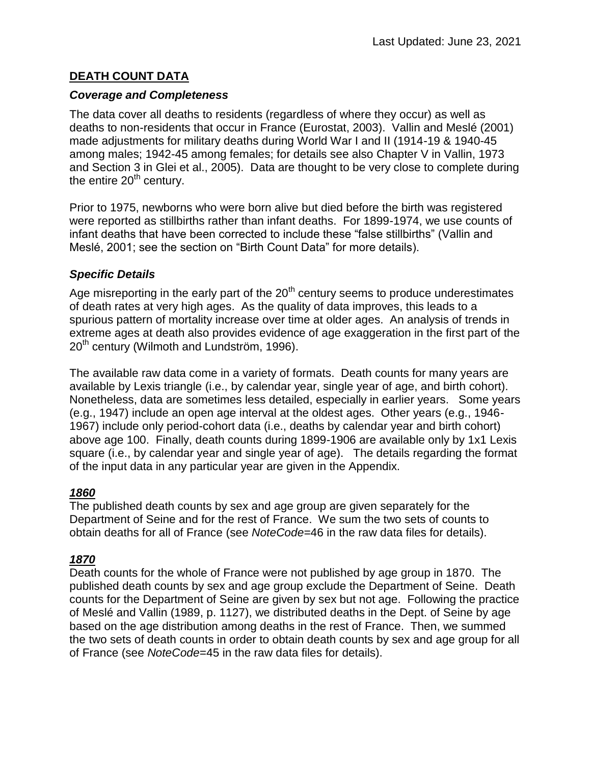Last Updated: June 23, 2021

## DEATH COUNT DATA

### *Coverage and Completeness*

The data cover all deaths to residents (regardless of where they occur) as well as deaths to non-residents that occur in France (Eurostat, 2003). Vallin and Meslé (2001) made adjustments for military deaths during World War I and II (1914-19 & 1940-45 among males; 1942-45 among females; for details see also Chapter V in Vallin, 1973 and Section 3 in Glei et al., 2005). Data are thought to be very close to complete during the entire 20th century.

Prior to 1975, newborns who were born alive but died before the birth was registered were reported as stillbirths rather than infant deaths. For 1899-1974, we use counts of infant deaths that have been corrected to include these "false stillbirths" (Vallin and Meslé, 2001; see the section on "Birth Count Data" for more details).

### *Specific Details*

Age misreporting in the early part of the 20th century seems to produce underestimates of death rates at very high ages. As the quality of data improves, this leads to a spurious pattern of mortality increase over time at older ages. An analysis of trends in extreme ages at death also provides evidence of age exaggeration in the first part of the 20th century (Wilmoth and Lundström, 1996).

The available raw data come in a variety of formats. Death counts for many years are available by Lexis triangle (i.e., by calendar year, single year of age, and birth cohort). Nonetheless, data are sometimes less detailed, especially in earlier years. Some years (e.g., 1947) include an open age interval at the oldest ages. Other years (e.g., 1946-1967) include only period-cohort data (i.e., deaths by calendar year and birth cohort) above age 100. Finally, death counts during 1899-1906 are available only by 1x1 Lexis square (i.e., by calendar year and single year of age). The details regarding the format of the input data in any particular year are given in the Appendix.

#### ***1860***

The published death counts by sex and age group are given separately for the Department of Seine and for the rest of France. We sum the two sets of counts to obtain deaths for all of France (see *NoteCode*=46 in the raw data files for details).

#### ***1870***

Death counts for the whole of France were not published by age group in 1870. The published death counts by sex and age group exclude the Department of Seine. Death counts for the Department of Seine are given by sex but not age. Following the practice of Meslé and Vallin (1989, p. 1127), we distributed deaths in the Dept. of Seine by age based on the age distribution among deaths in the rest of France. Then, we summed the two sets of death counts in order to obtain death counts by sex and age group for all of France (see *NoteCode*=45 in the raw data files for details).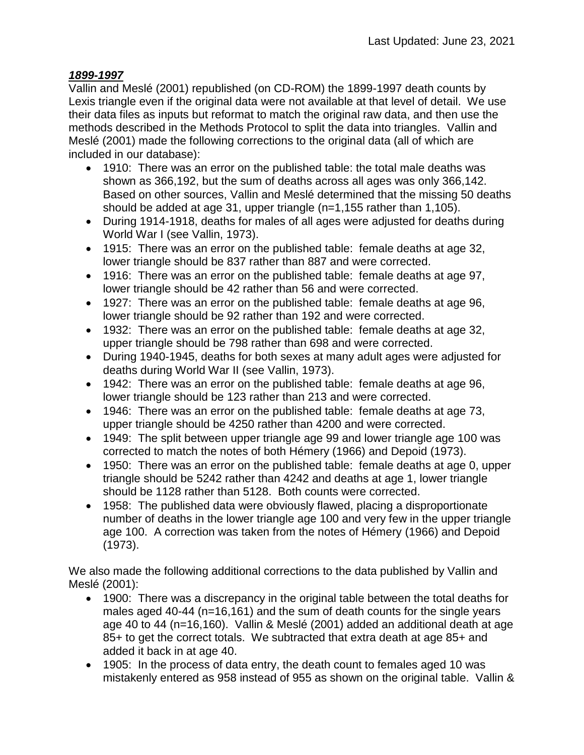***1899-1997***

Vallin and Meslé (2001) republished (on CD-ROM) the 1899-1997 death counts by Lexis triangle even if the original data were not available at that level of detail. We use their data files as inputs but reformat to match the original raw data, and then use the methods described in the Methods Protocol to split the data into triangles. Vallin and Meslé (2001) made the following corrections to the original data (all of which are included in our database):

- 1910: There was an error on the published table: the total male deaths was shown as 366,192, but the sum of deaths across all ages was only 366,142. Based on other sources, Vallin and Meslé determined that the missing 50 deaths should be added at age 31, upper triangle (n=1,155 rather than 1,105).
- During 1914-1918, deaths for males of all ages were adjusted for deaths during World War I (see Vallin, 1973).
- 1915: There was an error on the published table: female deaths at age 32, lower triangle should be 837 rather than 887 and were corrected.
- 1916: There was an error on the published table: female deaths at age 97, lower triangle should be 42 rather than 56 and were corrected.
- 1927: There was an error on the published table: female deaths at age 96, lower triangle should be 92 rather than 192 and were corrected.
- 1932: There was an error on the published table: female deaths at age 32, upper triangle should be 798 rather than 698 and were corrected.
- During 1940-1945, deaths for both sexes at many adult ages were adjusted for deaths during World War II (see Vallin, 1973).
- 1942: There was an error on the published table: female deaths at age 96, lower triangle should be 123 rather than 213 and were corrected.
- 1946: There was an error on the published table: female deaths at age 73, upper triangle should be 4250 rather than 4200 and were corrected.
- 1949: The split between upper triangle age 99 and lower triangle age 100 was corrected to match the notes of both Hémery (1966) and Depoid (1973).
- 1950: There was an error on the published table: female deaths at age 0, upper triangle should be 5242 rather than 4242 and deaths at age 1, lower triangle should be 1128 rather than 5128. Both counts were corrected.
- 1958: The published data were obviously flawed, placing a disproportionate number of deaths in the lower triangle age 100 and very few in the upper triangle age 100. A correction was taken from the notes of Hémery (1966) and Depoid (1973).

We also made the following additional corrections to the data published by Vallin and Meslé (2001):

- 1900: There was a discrepancy in the original table between the total deaths for males aged 40-44 (n=16,161) and the sum of death counts for the single years age 40 to 44 (n=16,160). Vallin & Meslé (2001) added an additional death at age 85+ to get the correct totals. We subtracted that extra death at age 85+ and added it back in at age 40.
- 1905: In the process of data entry, the death count to females aged 10 was mistakenly entered as 958 instead of 955 as shown on the original table. Vallin &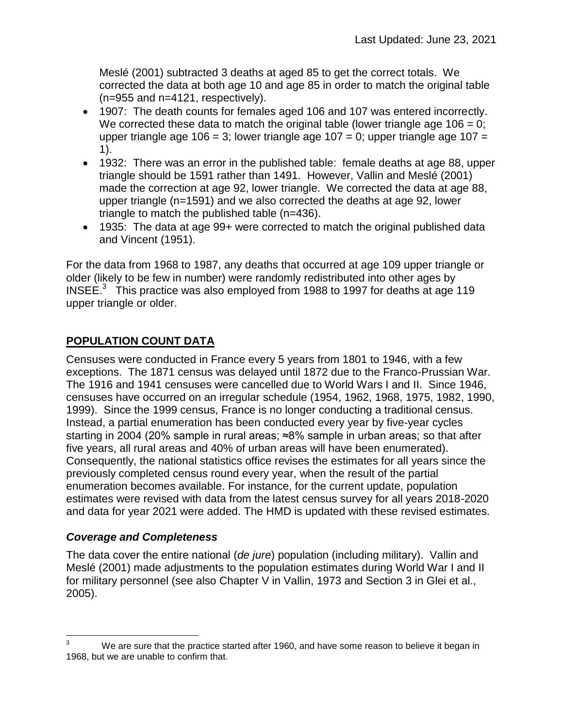Meslé (2001) subtracted 3 deaths at aged 85 to get the correct totals. We corrected the data at both age 10 and age 85 in order to match the original table (n=955 and n=4121, respectively).

- 1907: The death counts for females aged 106 and 107 was entered incorrectly. We corrected these data to match the original table (lower triangle age 106 = 0; upper triangle age 106 = 3; lower triangle age 107 = 0; upper triangle age 107 = 1).
- 1932: There was an error in the published table: female deaths at age 88, upper triangle should be 1591 rather than 1491. However, Vallin and Meslé (2001) made the correction at age 92, lower triangle. We corrected the data at age 88, upper triangle (n=1591) and we also corrected the deaths at age 92, lower triangle to match the published table (n=436).
- 1935: The data at age 99+ were corrected to match the original published data and Vincent (1951).

For the data from 1968 to 1987, any deaths that occurred at age 109 upper triangle or older (likely to be few in number) were randomly redistributed into other ages by INSEE.[3] This practice was also employed from 1988 to 1997 for deaths at age 119 upper triangle or older.

## POPULATION COUNT DATA

Censuses were conducted in France every 5 years from 1801 to 1946, with a few exceptions. The 1871 census was delayed until 1872 due to the Franco-Prussian War. The 1916 and 1941 censuses were cancelled due to World Wars I and II. Since 1946, censuses have occurred on an irregular schedule (1954, 1962, 1968, 1975, 1982, 1990, 1999). Since the 1999 census, France is no longer conducting a traditional census. Instead, a partial enumeration has been conducted every year by five-year cycles starting in 2004 (20% sample in rural areas; ≈8% sample in urban areas; so that after five years, all rural areas and 40% of urban areas will have been enumerated). Consequently, the national statistics office revises the estimates for all years since the previously completed census round every year, when the result of the partial enumeration becomes available. For instance, for the current update, population estimates were revised with data from the latest census survey for all years 2018-2020 and data for year 2021 were added. The HMD is updated with these revised estimates.

### *Coverage and Completeness*

The data cover the entire national (*de jure*) population (including military). Vallin and Meslé (2001) made adjustments to the population estimates during World War I and II for military personnel (see also Chapter V in Vallin, 1973 and Section 3 in Glei et al., 2005).

[3] We are sure that the practice started after 1960, and have some reason to believe it began in 1968, but we are unable to confirm that.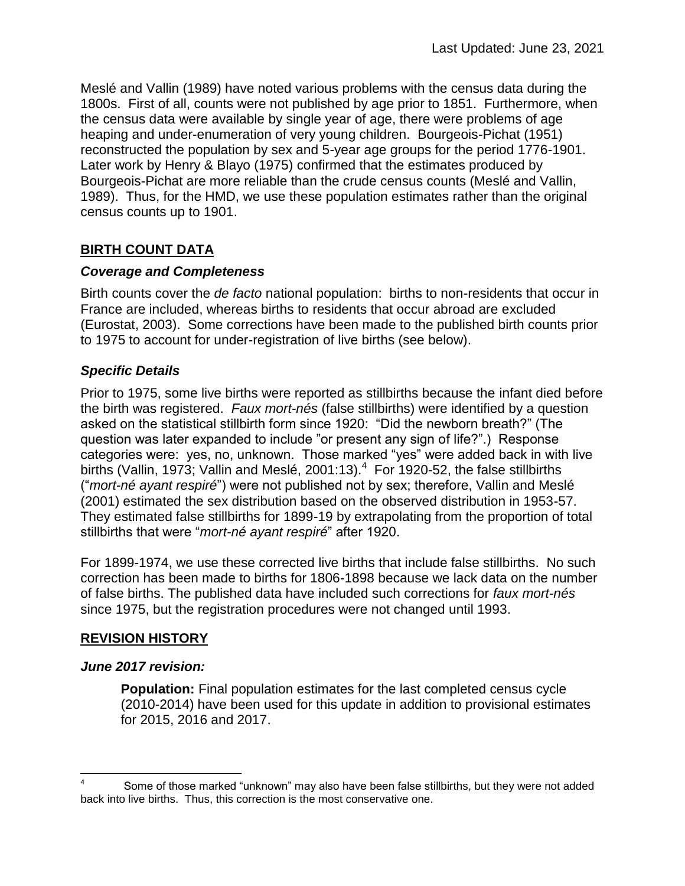Meslé and Vallin (1989) have noted various problems with the census data during the 1800s. First of all, counts were not published by age prior to 1851. Furthermore, when the census data were available by single year of age, there were problems of age heaping and under-enumeration of very young children. Bourgeois-Pichat (1951) reconstructed the population by sex and 5-year age groups for the period 1776-1901. Later work by Henry & Blayo (1975) confirmed that the estimates produced by Bourgeois-Pichat are more reliable than the crude census counts (Meslé and Vallin, 1989). Thus, for the HMD, we use these population estimates rather than the original census counts up to 1901.

## BIRTH COUNT DATA

### *Coverage and Completeness*

Birth counts cover the *de facto* national population: births to non-residents that occur in France are included, whereas births to residents that occur abroad are excluded (Eurostat, 2003). Some corrections have been made to the published birth counts prior to 1975 to account for under-registration of live births (see below).

### *Specific Details*

Prior to 1975, some live births were reported as stillbirths because the infant died before the birth was registered. *Faux mort-nés* (false stillbirths) were identified by a question asked on the statistical stillbirth form since 1920: "Did the newborn breath?" (The question was later expanded to include "or present any sign of life?".) Response categories were: yes, no, unknown. Those marked "yes" were added back in with live births (Vallin, 1973; Vallin and Meslé, 2001:13).[4] For 1920-52, the false stillbirths ("*mort-né ayant respiré*") were not published not by sex; therefore, Vallin and Meslé (2001) estimated the sex distribution based on the observed distribution in 1953-57. They estimated false stillbirths for 1899-19 by extrapolating from the proportion of total stillbirths that were "*mort-né ayant respiré*" after 1920.

For 1899-1974, we use these corrected live births that include false stillbirths. No such correction has been made to births for 1806-1898 because we lack data on the number of false births. The published data have included such corrections for *faux mort-nés* since 1975, but the registration procedures were not changed until 1993.

## REVISION HISTORY

### *June 2017 revision:*

**Population:** Final population estimates for the last completed census cycle (2010-2014) have been used for this update in addition to provisional estimates for 2015, 2016 and 2017.

---

[4] Some of those marked "unknown" may also have been false stillbirths, but they were not added back into live births. Thus, this correction is the most conservative one.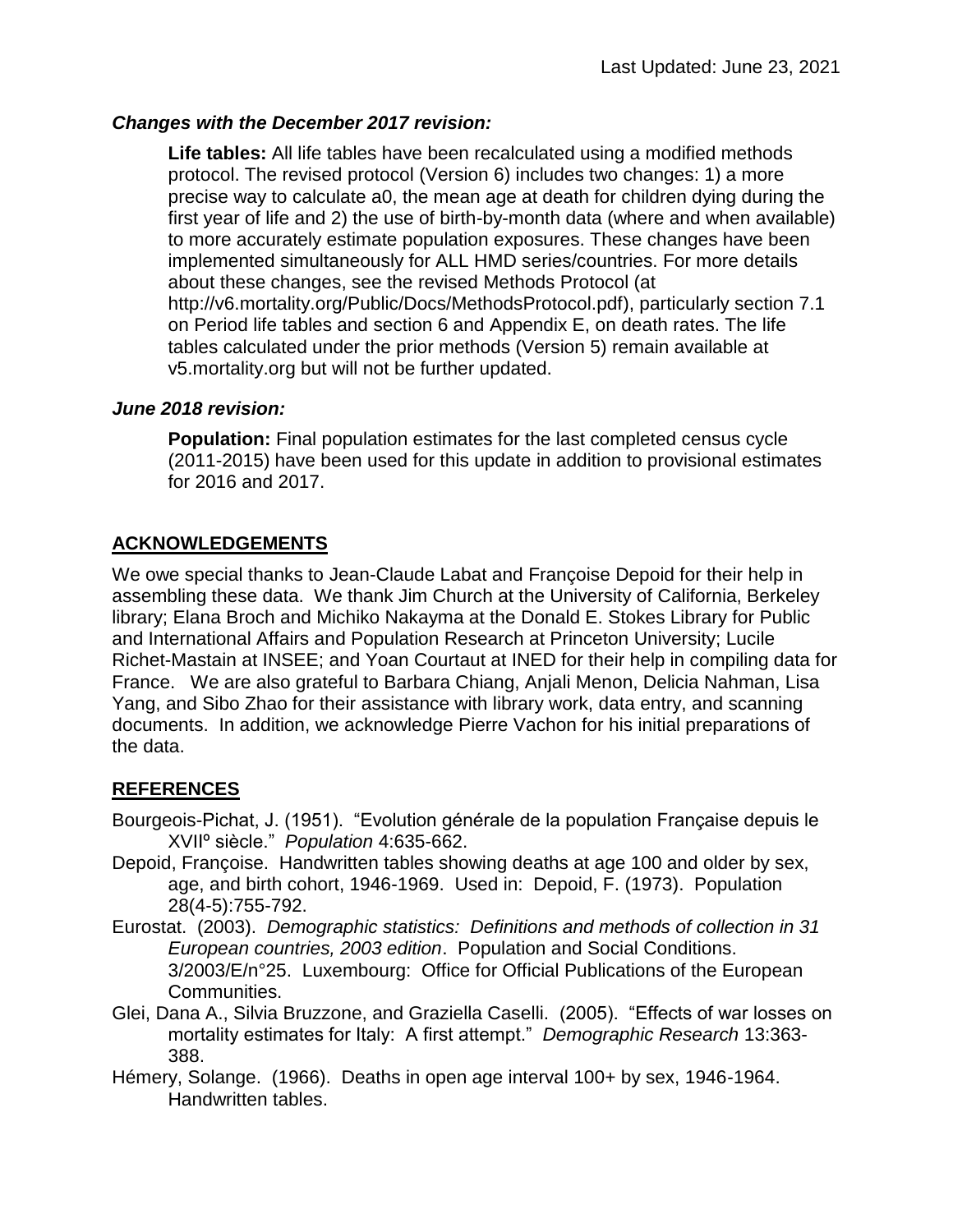Last Updated: June 23, 2021

***Changes with the December 2017 revision:***

> **Life tables:** All life tables have been recalculated using a modified methods protocol. The revised protocol (Version 6) includes two changes: 1) a more precise way to calculate a0, the mean age at death for children dying during the first year of life and 2) the use of birth-by-month data (where and when available) to more accurately estimate population exposures. These changes have been implemented simultaneously for ALL HMD series/countries. For more details about these changes, see the revised Methods Protocol (at http://v6.mortality.org/Public/Docs/MethodsProtocol.pdf), particularly section 7.1 on Period life tables and section 6 and Appendix E, on death rates. The life tables calculated under the prior methods (Version 5) remain available at v5.mortality.org but will not be further updated.

***June 2018 revision:***

> **Population:** Final population estimates for the last completed census cycle (2011-2015) have been used for this update in addition to provisional estimates for 2016 and 2017.

## ACKNOWLEDGEMENTS

We owe special thanks to Jean-Claude Labat and Françoise Depoid for their help in assembling these data. We thank Jim Church at the University of California, Berkeley library; Elana Broch and Michiko Nakayma at the Donald E. Stokes Library for Public and International Affairs and Population Research at Princeton University; Lucile Richet-Mastain at INSEE; and Yoan Courtaut at INED for their help in compiling data for France. We are also grateful to Barbara Chiang, Anjali Menon, Delicia Nahman, Lisa Yang, and Sibo Zhao for their assistance with library work, data entry, and scanning documents. In addition, we acknowledge Pierre Vachon for his initial preparations of the data.

## REFERENCES

Bourgeois-Pichat, J. (1951). "Evolution générale de la population Française depuis le XVIIº siècle." *Population* 4:635-662.

Depoid, Françoise. Handwritten tables showing deaths at age 100 and older by sex, age, and birth cohort, 1946-1969. Used in: Depoid, F. (1973). Population 28(4-5):755-792.

Eurostat. (2003). *Demographic statistics: Definitions and methods of collection in 31 European countries, 2003 edition*. Population and Social Conditions. 3/2003/E/n°25. Luxembourg: Office for Official Publications of the European Communities.

Glei, Dana A., Silvia Bruzzone, and Graziella Caselli. (2005). "Effects of war losses on mortality estimates for Italy: A first attempt." *Demographic Research* 13:363-388.

Hémery, Solange. (1966). Deaths in open age interval 100+ by sex, 1946-1964. Handwritten tables.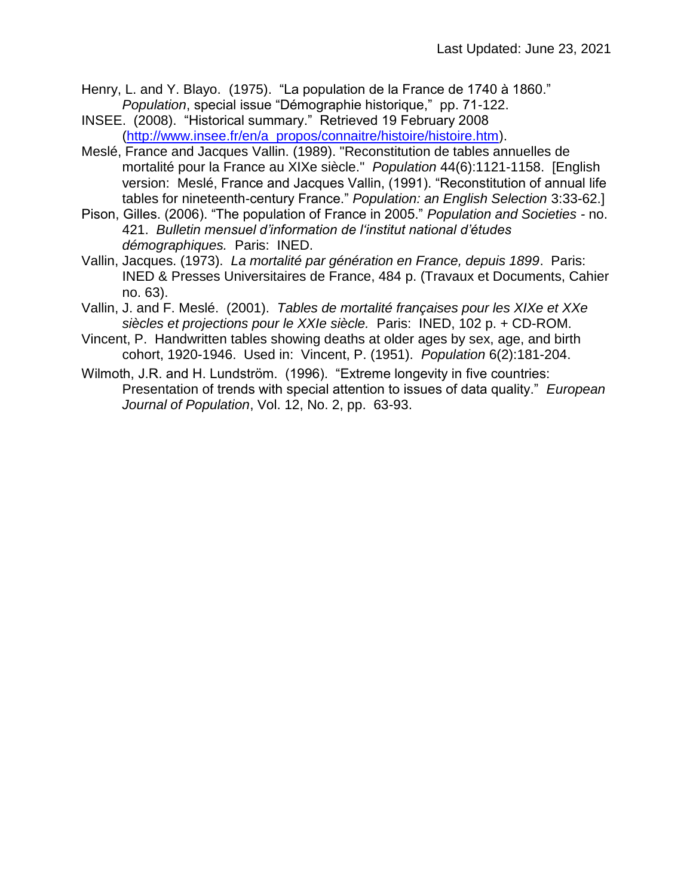Henry, L. and Y. Blayo. (1975). "La population de la France de 1740 à 1860." *Population*, special issue "Démographie historique," pp. 71-122.

INSEE. (2008). "Historical summary." Retrieved 19 February 2008 (http://www.insee.fr/en/a_propos/connaitre/histoire/histoire.htm).

Meslé, France and Jacques Vallin. (1989). "Reconstitution de tables annuelles de mortalité pour la France au XIXe siècle." *Population* 44(6):1121-1158. [English version: Meslé, France and Jacques Vallin, (1991). "Reconstitution of annual life tables for nineteenth-century France." *Population: an English Selection* 3:33-62.]

Pison, Gilles. (2006). "The population of France in 2005." *Population and Societies* - no. 421. *Bulletin mensuel d'information de l'institut national d'études démographiques.* Paris: INED.

Vallin, Jacques. (1973). *La mortalité par génération en France, depuis 1899*. Paris: INED & Presses Universitaires de France, 484 p. (Travaux et Documents, Cahier no. 63).

Vallin, J. and F. Meslé. (2001). *Tables de mortalité françaises pour les XIXe et XXe siècles et projections pour le XXIe siècle.* Paris: INED, 102 p. + CD-ROM.

Vincent, P. Handwritten tables showing deaths at older ages by sex, age, and birth cohort, 1920-1946. Used in: Vincent, P. (1951). *Population* 6(2):181-204.

Wilmoth, J.R. and H. Lundström. (1996). "Extreme longevity in five countries: Presentation of trends with special attention to issues of data quality." *European Journal of Population*, Vol. 12, No. 2, pp. 63-93.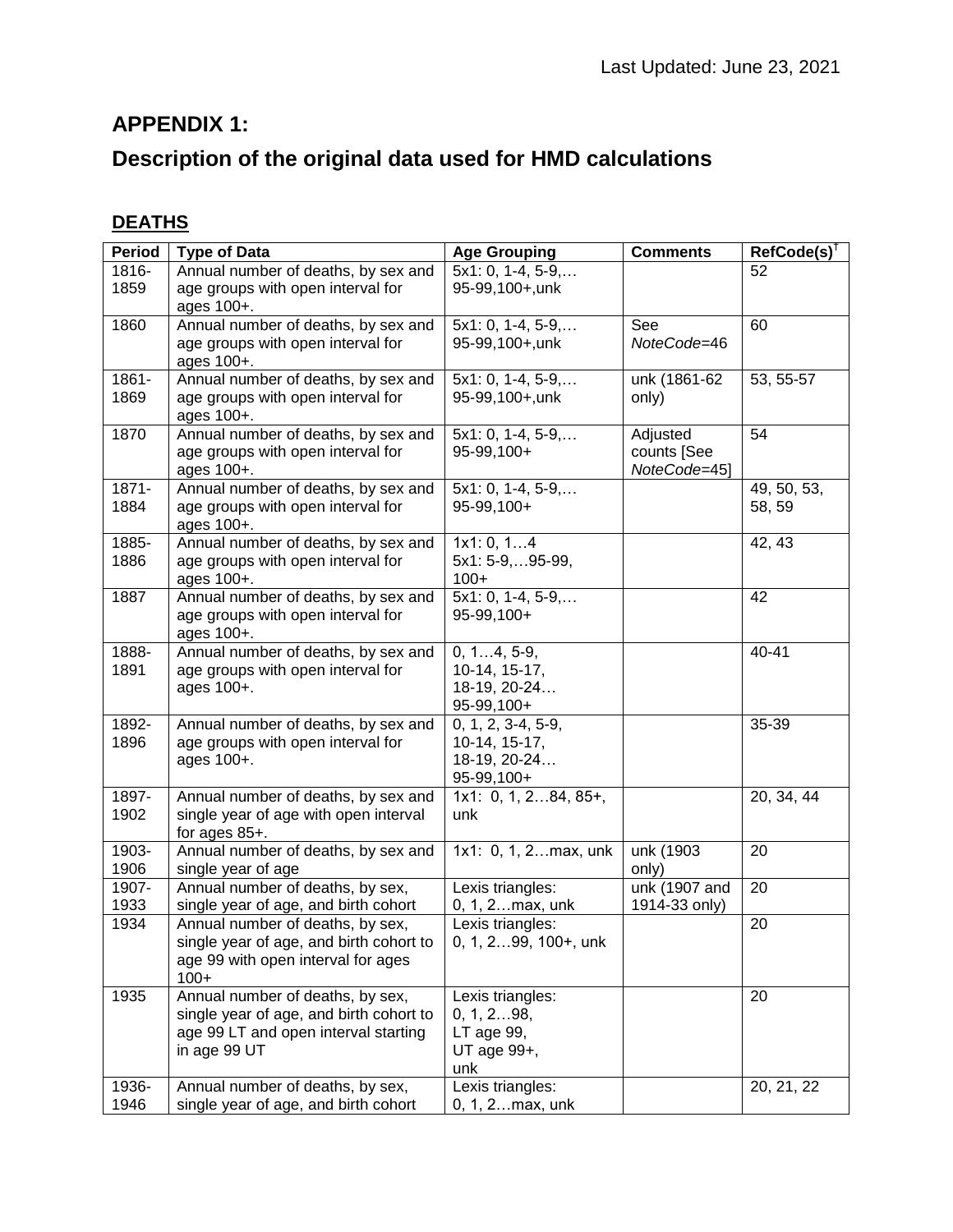Last Updated: June 23, 2021

# APPENDIX 1:

# Description of the original data used for HMD calculations

## DEATHS

| Period | Type of Data | Age Grouping | Comments | RefCode(s)[†] |
|---|---|---|---|---|
| 1816-1859 | Annual number of deaths, by sex and age groups with open interval for ages 100+. | 5x1: 0, 1-4, 5-9,… 95-99,100+,unk | | 52 |
| 1860 | Annual number of deaths, by sex and age groups with open interval for ages 100+. | 5x1: 0, 1-4, 5-9,… 95-99,100+,unk | See *NoteCode*=46 | 60 |
| 1861-1869 | Annual number of deaths, by sex and age groups with open interval for ages 100+. | 5x1: 0, 1-4, 5-9,… 95-99,100+,unk | unk (1861-62 only) | 53, 55-57 |
| 1870 | Annual number of deaths, by sex and age groups with open interval for ages 100+. | 5x1: 0, 1-4, 5-9,… 95-99,100+ | Adjusted counts [See *NoteCode*=45] | 54 |
| 1871-1884 | Annual number of deaths, by sex and age groups with open interval for ages 100+. | 5x1: 0, 1-4, 5-9,… 95-99,100+ | | 49, 50, 53, 58, 59 |
| 1885-1886 | Annual number of deaths, by sex and age groups with open interval for ages 100+. | 1x1: 0, 1…4<br>5x1: 5-9,…95-99, 100+ | | 42, 43 |
| 1887 | Annual number of deaths, by sex and age groups with open interval for ages 100+. | 5x1: 0, 1-4, 5-9,… 95-99,100+ | | 42 |
| 1888-1891 | Annual number of deaths, by sex and age groups with open interval for ages 100+. | 0, 1…4, 5-9, 10-14, 15-17, 18-19, 20-24… 95-99,100+ | | 40-41 |
| 1892-1896 | Annual number of deaths, by sex and age groups with open interval for ages 100+. | 0, 1, 2, 3-4, 5-9, 10-14, 15-17, 18-19, 20-24… 95-99,100+ | | 35-39 |
| 1897-1902 | Annual number of deaths, by sex and single year of age with open interval for ages 85+. | 1x1: 0, 1, 2…84, 85+, unk | | 20, 34, 44 |
| 1903-1906 | Annual number of deaths, by sex and single year of age | 1x1: 0, 1, 2…max, unk | unk (1903 only) | 20 |
| 1907-1933 | Annual number of deaths, by sex, single year of age, and birth cohort | Lexis triangles: 0, 1, 2…max, unk | unk (1907 and 1914-33 only) | 20 |
| 1934 | Annual number of deaths, by sex, single year of age, and birth cohort to age 99 with open interval for ages 100+ | Lexis triangles: 0, 1, 2…99, 100+, unk | | 20 |
| 1935 | Annual number of deaths, by sex, single year of age, and birth cohort to age 99 LT and open interval starting in age 99 UT | Lexis triangles: 0, 1, 2…98, LT age 99, UT age 99+, unk | | 20 |
| 1936-1946 | Annual number of deaths, by sex, single year of age, and birth cohort | Lexis triangles: 0, 1, 2…max, unk | | 20, 21, 22 |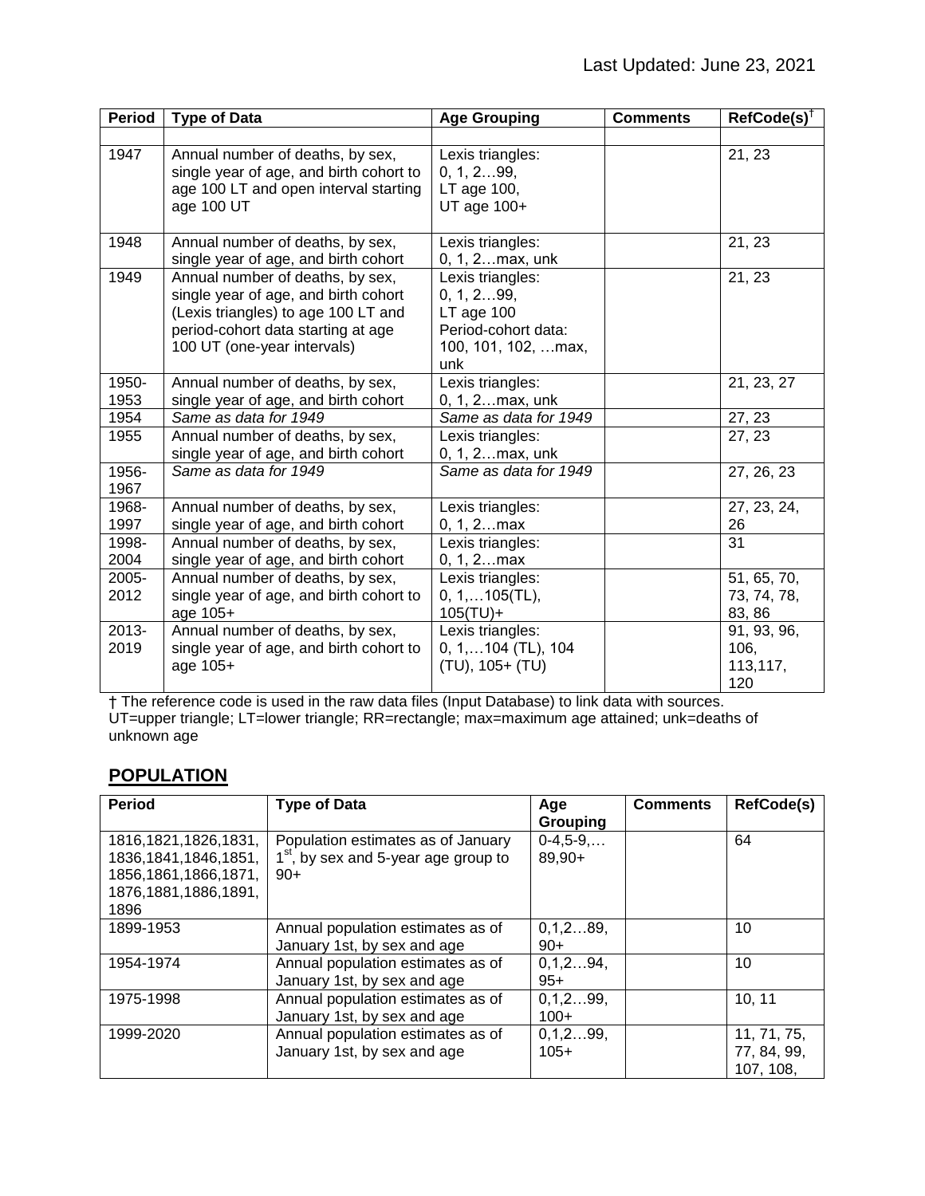Last Updated: June 23, 2021

| Period | Type of Data | Age Grouping | Comments | RefCode(s)† |
|---|---|---|---|---|
| | | | | |
| 1947 | Annual number of deaths, by sex, single year of age, and birth cohort to age 100 LT and open interval starting age 100 UT | Lexis triangles: 0, 1, 2…99, LT age 100, UT age 100+ | | 21, 23 |
| 1948 | Annual number of deaths, by sex, single year of age, and birth cohort | Lexis triangles: 0, 1, 2…max, unk | | 21, 23 |
| 1949 | Annual number of deaths, by sex, single year of age, and birth cohort (Lexis triangles) to age 100 LT and period-cohort data starting at age 100 UT (one-year intervals) | Lexis triangles: 0, 1, 2…99, LT age 100 Period-cohort data: 100, 101, 102, …max, unk | | 21, 23 |
| 1950-1953 | Annual number of deaths, by sex, single year of age, and birth cohort | Lexis triangles: 0, 1, 2…max, unk | | 21, 23, 27 |
| 1954 | *Same as data for 1949* | *Same as data for 1949* | | 27, 23 |
| 1955 | Annual number of deaths, by sex, single year of age, and birth cohort | Lexis triangles: 0, 1, 2…max, unk | | 27, 23 |
| 1956-1967 | *Same as data for 1949* | *Same as data for 1949* | | 27, 26, 23 |
| 1968-1997 | Annual number of deaths, by sex, single year of age, and birth cohort | Lexis triangles: 0, 1, 2…max | | 27, 23, 24, 26 |
| 1998-2004 | Annual number of deaths, by sex, single year of age, and birth cohort | Lexis triangles: 0, 1, 2…max | | 31 |
| 2005-2012 | Annual number of deaths, by sex, single year of age, and birth cohort to age 105+ | Lexis triangles: 0, 1,…105(TL), 105(TU)+ | | 51, 65, 70, 73, 74, 78, 83, 86 |
| 2013-2019 | Annual number of deaths, by sex, single year of age, and birth cohort to age 105+ | Lexis triangles: 0, 1,…104 (TL), 104 (TU), 105+ (TU) | | 91, 93, 96, 106, 113,117, 120 |

† The reference code is used in the raw data files (Input Database) to link data with sources.
UT=upper triangle; LT=lower triangle; RR=rectangle; max=maximum age attained; unk=deaths of unknown age

## POPULATION

| Period | Type of Data | Age Grouping | Comments | RefCode(s) |
|---|---|---|---|---|
| 1816,1821,1826,1831, 1836,1841,1846,1851, 1856,1861,1866,1871, 1876,1881,1886,1891, 1896 | Population estimates as of January 1st, by sex and 5-year age group to 90+ | 0-4,5-9,… 89,90+ | | 64 |
| 1899-1953 | Annual population estimates as of January 1st, by sex and age | 0,1,2…89, 90+ | | 10 |
| 1954-1974 | Annual population estimates as of January 1st, by sex and age | 0,1,2…94, 95+ | | 10 |
| 1975-1998 | Annual population estimates as of January 1st, by sex and age | 0,1,2…99, 100+ | | 10, 11 |
| 1999-2020 | Annual population estimates as of January 1st, by sex and age | 0,1,2…99, 105+ | | 11, 71, 75, 77, 84, 99, 107, 108, |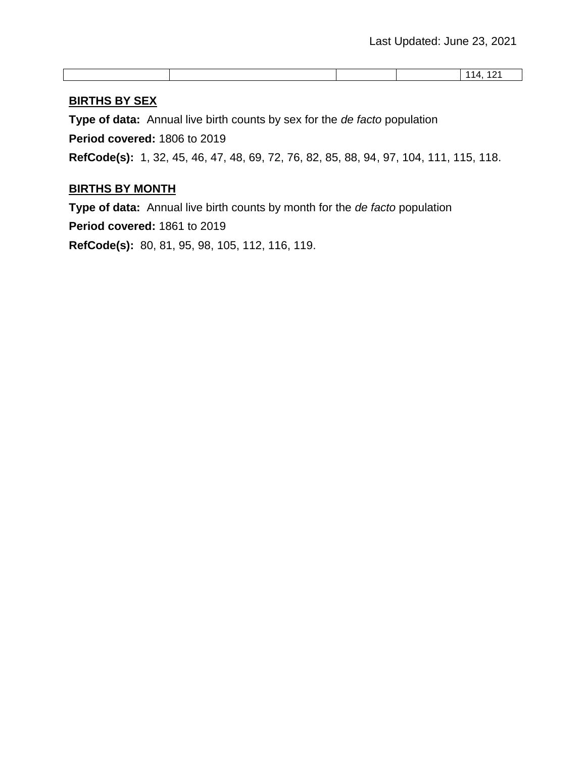|  |  |  |  | 114, 121 |
| --- | --- | --- | --- | --- |

## BIRTHS BY SEX

**Type of data:** Annual live birth counts by sex for the *de facto* population

**Period covered:** 1806 to 2019

**RefCode(s):** 1, 32, 45, 46, 47, 48, 69, 72, 76, 82, 85, 88, 94, 97, 104, 111, 115, 118.

## BIRTHS BY MONTH

**Type of data:** Annual live birth counts by month for the *de facto* population

**Period covered:** 1861 to 2019

**RefCode(s):** 80, 81, 95, 98, 105, 112, 116, 119.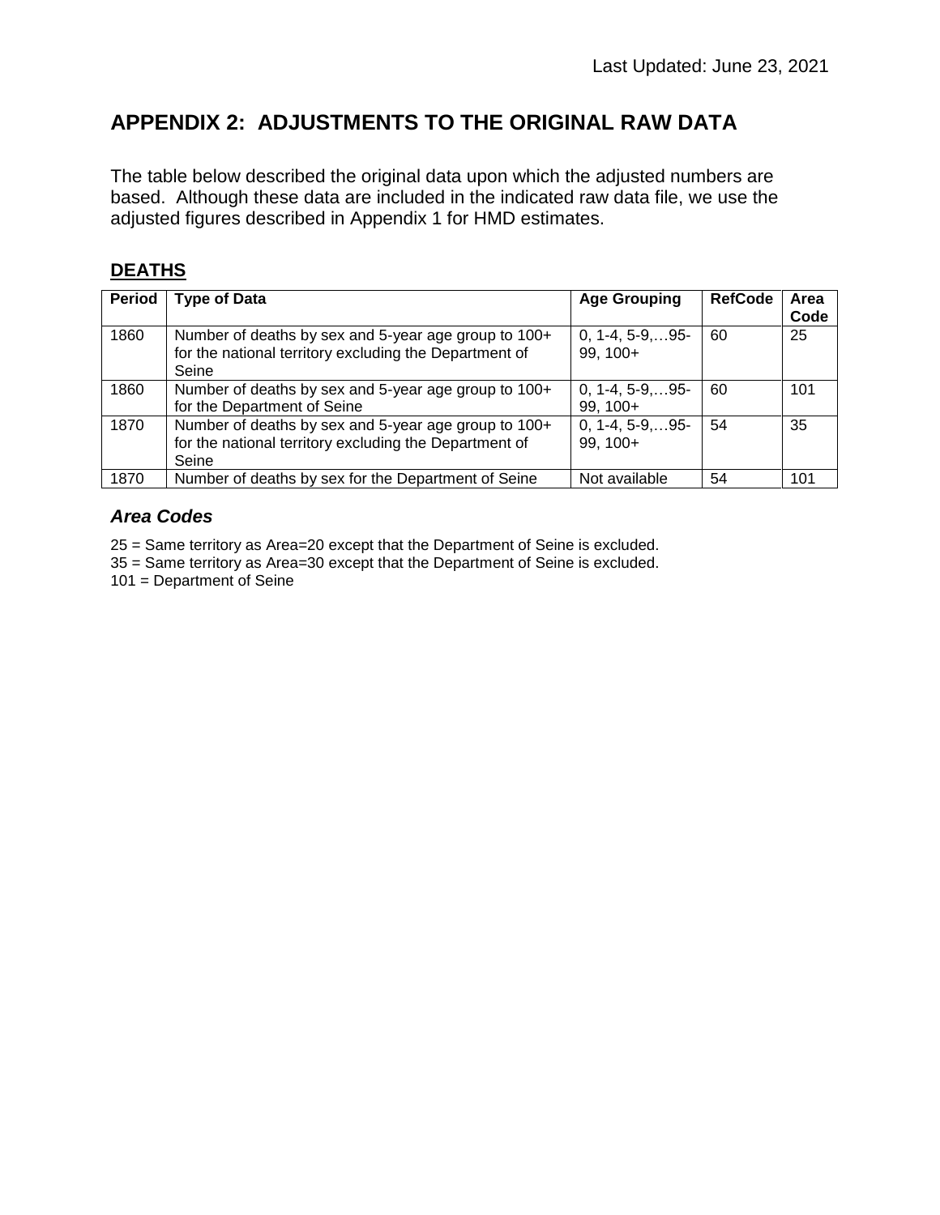Last Updated: June 23, 2021

# APPENDIX 2: ADJUSTMENTS TO THE ORIGINAL RAW DATA

The table below described the original data upon which the adjusted numbers are based. Although these data are included in the indicated raw data file, we use the adjusted figures described in Appendix 1 for HMD estimates.

## DEATHS

| Period | Type of Data | Age Grouping | RefCode | Area Code |
|---|---|---|---|---|
| 1860 | Number of deaths by sex and 5-year age group to 100+ for the national territory excluding the Department of Seine | 0, 1-4, 5-9,…95-99, 100+ | 60 | 25 |
| 1860 | Number of deaths by sex and 5-year age group to 100+ for the Department of Seine | 0, 1-4, 5-9,…95-99, 100+ | 60 | 101 |
| 1870 | Number of deaths by sex and 5-year age group to 100+ for the national territory excluding the Department of Seine | 0, 1-4, 5-9,…95-99, 100+ | 54 | 35 |
| 1870 | Number of deaths by sex for the Department of Seine | Not available | 54 | 101 |

### *Area Codes*

25 = Same territory as Area=20 except that the Department of Seine is excluded.
35 = Same territory as Area=30 except that the Department of Seine is excluded.
101 = Department of Seine